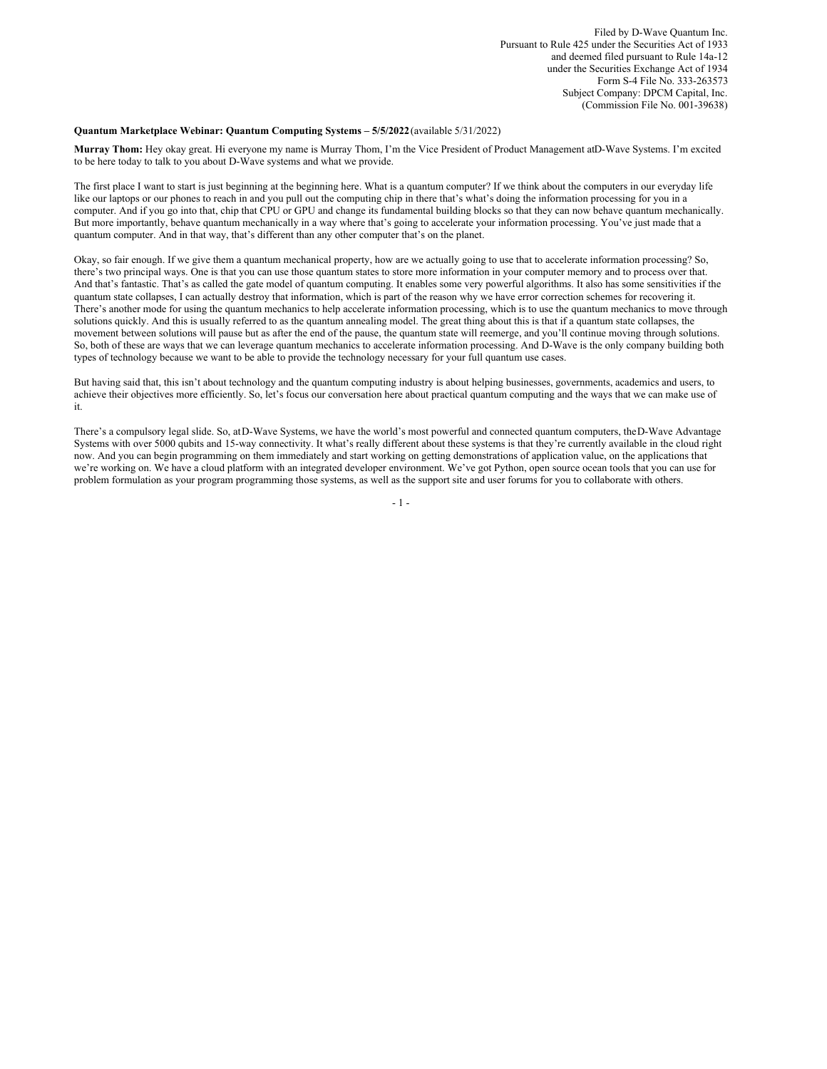Filed by D-Wave Quantum Inc.
Pursuant to Rule 425 under the Securities Act of 1933
and deemed filed pursuant to Rule 14a-12
under the Securities Exchange Act of 1934
Form S-4 File No. 333-263573
Subject Company: DPCM Capital, Inc.
(Commission File No. 001-39638)

**Quantum Marketplace Webinar: Quantum Computing Systems – 5/5/2022** (available 5/31/2022)

**Murray Thom:** Hey okay great. Hi everyone my name is Murray Thom, I'm the Vice President of Product Management at D-Wave Systems. I'm excited to be here today to talk to you about D-Wave systems and what we provide.

The first place I want to start is just beginning at the beginning here. What is a quantum computer? If we think about the computers in our everyday life like our laptops or our phones to reach in and you pull out the computing chip in there that's what's doing the information processing for you in a computer. And if you go into that, chip that CPU or GPU and change its fundamental building blocks so that they can now behave quantum mechanically. But more importantly, behave quantum mechanically in a way where that's going to accelerate your information processing. You've just made that a quantum computer. And in that way, that's different than any other computer that's on the planet.

Okay, so fair enough. If we give them a quantum mechanical property, how are we actually going to use that to accelerate information processing? So, there's two principal ways. One is that you can use those quantum states to store more information in your computer memory and to process over that. And that's fantastic. That's as called the gate model of quantum computing. It enables some very powerful algorithms. It also has some sensitivities if the quantum state collapses, I can actually destroy that information, which is part of the reason why we have error correction schemes for recovering it. There's another mode for using the quantum mechanics to help accelerate information processing, which is to use the quantum mechanics to move through solutions quickly. And this is usually referred to as the quantum annealing model. The great thing about this is that if a quantum state collapses, the movement between solutions will pause but as after the end of the pause, the quantum state will reemerge, and you'll continue moving through solutions. So, both of these are ways that we can leverage quantum mechanics to accelerate information processing. And D-Wave is the only company building both types of technology because we want to be able to provide the technology necessary for your full quantum use cases.

But having said that, this isn't about technology and the quantum computing industry is about helping businesses, governments, academics and users, to achieve their objectives more efficiently. So, let's focus our conversation here about practical quantum computing and the ways that we can make use of it.

There's a compulsory legal slide. So, at D-Wave Systems, we have the world's most powerful and connected quantum computers, the D-Wave Advantage Systems with over 5000 qubits and 15-way connectivity. It what's really different about these systems is that they're currently available in the cloud right now. And you can begin programming on them immediately and start working on getting demonstrations of application value, on the applications that we're working on. We have a cloud platform with an integrated developer environment. We've got Python, open source ocean tools that you can use for problem formulation as your program programming those systems, as well as the support site and user forums for you to collaborate with others.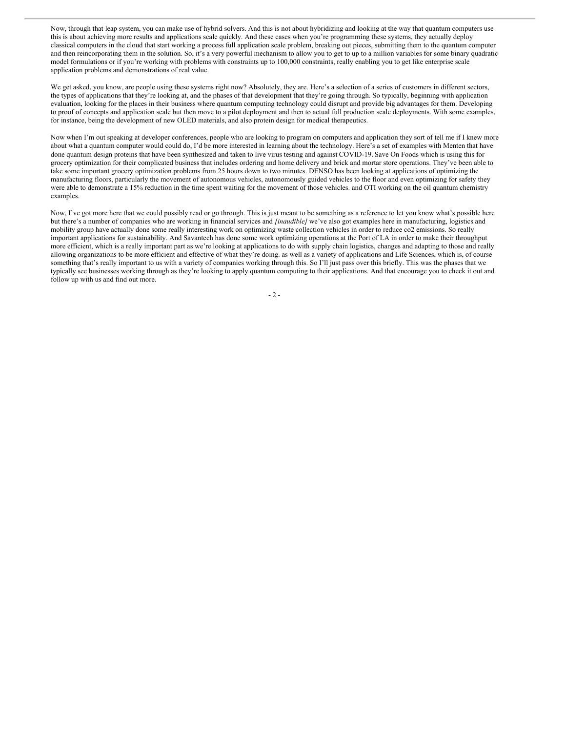Now, through that leap system, you can make use of hybrid solvers. And this is not about hybridizing and looking at the way that quantum computers use this is about achieving more results and applications scale quickly. And these cases when you're programming these systems, they actually deploy classical computers in the cloud that start working a process full application scale problem, breaking out pieces, submitting them to the quantum computer and then reincorporating them in the solution. So, it's a very powerful mechanism to allow you to get to up to a million variables for some binary quadratic model formulations or if you're working with problems with constraints up to 100,000 constraints, really enabling you to get like enterprise scale application problems and demonstrations of real value.

We get asked, you know, are people using these systems right now? Absolutely, they are. Here's a selection of a series of customers in different sectors, the types of applications that they're looking at, and the phases of that development that they're going through. So typically, beginning with application evaluation, looking for the places in their business where quantum computing technology could disrupt and provide big advantages for them. Developing to proof of concepts and application scale but then move to a pilot deployment and then to actual full production scale deployments. With some examples, for instance, being the development of new OLED materials, and also protein design for medical therapeutics.

Now when I'm out speaking at developer conferences, people who are looking to program on computers and application they sort of tell me if I knew more about what a quantum computer would could do, I'd be more interested in learning about the technology. Here's a set of examples with Menten that have done quantum design proteins that have been synthesized and taken to live virus testing and against COVID-19. Save On Foods which is using this for grocery optimization for their complicated business that includes ordering and home delivery and brick and mortar store operations. They've been able to take some important grocery optimization problems from 25 hours down to two minutes. DENSO has been looking at applications of optimizing the manufacturing floors, particularly the movement of autonomous vehicles, autonomously guided vehicles to the floor and even optimizing for safety they were able to demonstrate a 15% reduction in the time spent waiting for the movement of those vehicles. and OTI working on the oil quantum chemistry examples.

Now, I've got more here that we could possibly read or go through. This is just meant to be something as a reference to let you know what's possible here but there's a number of companies who are working in financial services and *[inaudible]* we've also got examples here in manufacturing, logistics and mobility group have actually done some really interesting work on optimizing waste collection vehicles in order to reduce co2 emissions. So really important applications for sustainability. And Savantech has done some work optimizing operations at the Port of LA in order to make their throughput more efficient, which is a really important part as we're looking at applications to do with supply chain logistics, changes and adapting to those and really allowing organizations to be more efficient and effective of what they're doing. as well as a variety of applications and Life Sciences, which is, of course something that's really important to us with a variety of companies working through this. So I'll just pass over this briefly. This was the phases that we typically see businesses working through as they're looking to apply quantum computing to their applications. And that encourage you to check it out and follow up with us and find out more.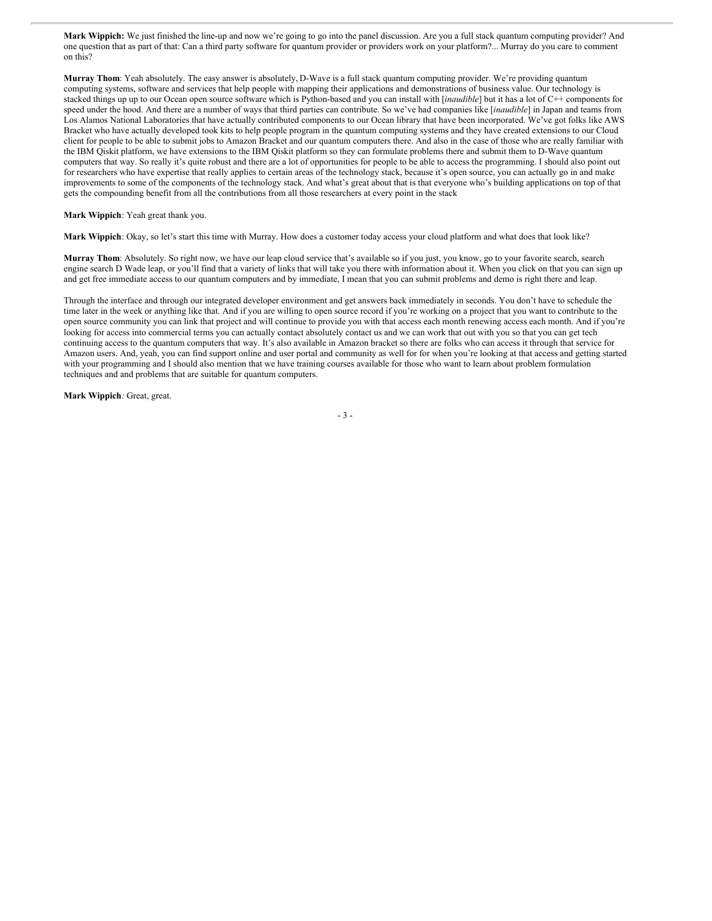**Mark Wippich:** We just finished the line-up and now we're going to go into the panel discussion. Are you a full stack quantum computing provider? And one question that as part of that: Can a third party software for quantum provider or providers work on your platform?... Murray do you care to comment on this?

**Murray Thom**: Yeah absolutely. The easy answer is absolutely, D-Wave is a full stack quantum computing provider. We're providing quantum computing systems, software and services that help people with mapping their applications and demonstrations of business value. Our technology is stacked things up up to our Ocean open source software which is Python-based and you can install with [*inaudible*] but it has a lot of C++ components for speed under the hood. And there are a number of ways that third parties can contribute. So we've had companies like [*inaudible*] in Japan and teams from Los Alamos National Laboratories that have actually contributed components to our Ocean library that have been incorporated. We've got folks like AWS Bracket who have actually developed took kits to help people program in the quantum computing systems and they have created extensions to our Cloud client for people to be able to submit jobs to Amazon Bracket and our quantum computers there. And also in the case of those who are really familiar with the IBM Qiskit platform, we have extensions to the IBM Qiskit platform so they can formulate problems there and submit them to D-Wave quantum computers that way. So really it's quite robust and there are a lot of opportunities for people to be able to access the programming. I should also point out for researchers who have expertise that really applies to certain areas of the technology stack, because it's open source, you can actually go in and make improvements to some of the components of the technology stack. And what's great about that is that everyone who's building applications on top of that gets the compounding benefit from all the contributions from all those researchers at every point in the stack

**Mark Wippich**: Yeah great thank you.

**Mark Wippich**: Okay, so let's start this time with Murray. How does a customer today access your cloud platform and what does that look like?

**Murray Thom**: Absolutely. So right now, we have our leap cloud service that's available so if you just, you know, go to your favorite search, search engine search D Wade leap, or you'll find that a variety of links that will take you there with information about it. When you click on that you can sign up and get free immediate access to our quantum computers and by immediate, I mean that you can submit problems and demo is right there and leap.

Through the interface and through our integrated developer environment and get answers back immediately in seconds. You don't have to schedule the time later in the week or anything like that. And if you are willing to open source record if you're working on a project that you want to contribute to the open source community you can link that project and will continue to provide you with that access each month renewing access each month. And if you're looking for access into commercial terms you can actually contact absolutely contact us and we can work that out with you so that you can get tech continuing access to the quantum computers that way. It's also available in Amazon bracket so there are folks who can access it through that service for Amazon users. And, yeah, you can find support online and user portal and community as well for for when you're looking at that access and getting started with your programming and I should also mention that we have training courses available for those who want to learn about problem formulation techniques and and problems that are suitable for quantum computers.

**Mark Wippich**: Great, great.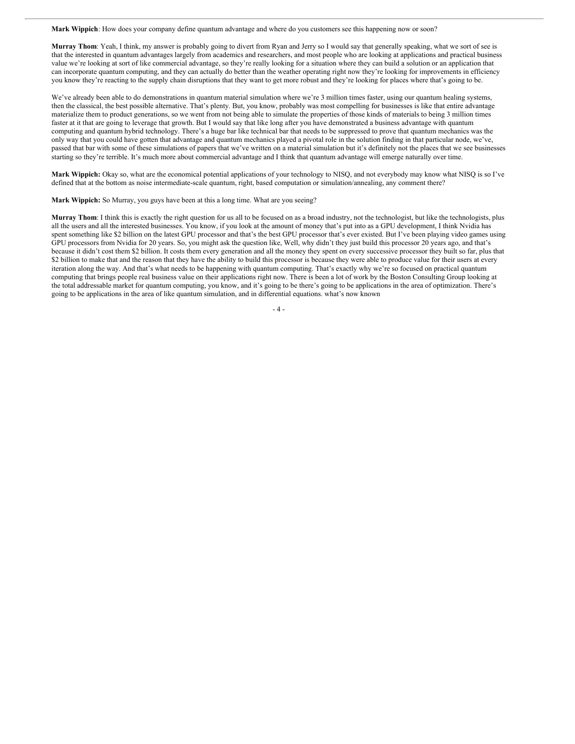**Mark Wippich**: How does your company define quantum advantage and where do you customers see this happening now or soon?

**Murray Thom**: Yeah, I think, my answer is probably going to divert from Ryan and Jerry so I would say that generally speaking, what we sort of see is that the interested in quantum advantages largely from academics and researchers, and most people who are looking at applications and practical business value we're looking at sort of like commercial advantage, so they're really looking for a situation where they can build a solution or an application that can incorporate quantum computing, and they can actually do better than the weather operating right now they're looking for improvements in efficiency you know they're reacting to the supply chain disruptions that they want to get more robust and they're looking for places where that's going to be.

We've already been able to do demonstrations in quantum material simulation where we're 3 million times faster, using our quantum healing systems, then the classical, the best possible alternative. That's plenty. But, you know, probably was most compelling for businesses is like that entire advantage materialize them to product generations, so we went from not being able to simulate the properties of those kinds of materials to being 3 million times faster at it that are going to leverage that growth. But I would say that like long after you have demonstrated a business advantage with quantum computing and quantum hybrid technology. There's a huge bar like technical bar that needs to be suppressed to prove that quantum mechanics was the only way that you could have gotten that advantage and quantum mechanics played a pivotal role in the solution finding in that particular node, we've, passed that bar with some of these simulations of papers that we've written on a material simulation but it's definitely not the places that we see businesses starting so they're terrible. It's much more about commercial advantage and I think that quantum advantage will emerge naturally over time.

**Mark Wippich:** Okay so, what are the economical potential applications of your technology to NISQ, and not everybody may know what NISQ is so I've defined that at the bottom as noise intermediate-scale quantum, right, based computation or simulation/annealing, any comment there?

**Mark Wippich:** So Murray, you guys have been at this a long time. What are you seeing?

**Murray Thom**: I think this is exactly the right question for us all to be focused on as a broad industry, not the technologist, but like the technologists, plus all the users and all the interested businesses. You know, if you look at the amount of money that's put into as a GPU development, I think Nvidia has spent something like $2 billion on the latest GPU processor and that's the best GPU processor that's ever existed. But I've been playing video games using GPU processors from Nvidia for 20 years. So, you might ask the question like, Well, why didn't they just build this processor 20 years ago, and that's because it didn't cost them $2 billion. It costs them every generation and all the money they spent on every successive processor they built so far, plus that $2 billion to make that and the reason that they have the ability to build this processor is because they were able to produce value for their users at every iteration along the way. And that's what needs to be happening with quantum computing. That's exactly why we're so focused on practical quantum computing that brings people real business value on their applications right now. There is been a lot of work by the Boston Consulting Group looking at the total addressable market for quantum computing, you know, and it's going to be there's going to be applications in the area of optimization. There's going to be applications in the area of like quantum simulation, and in differential equations. what's now known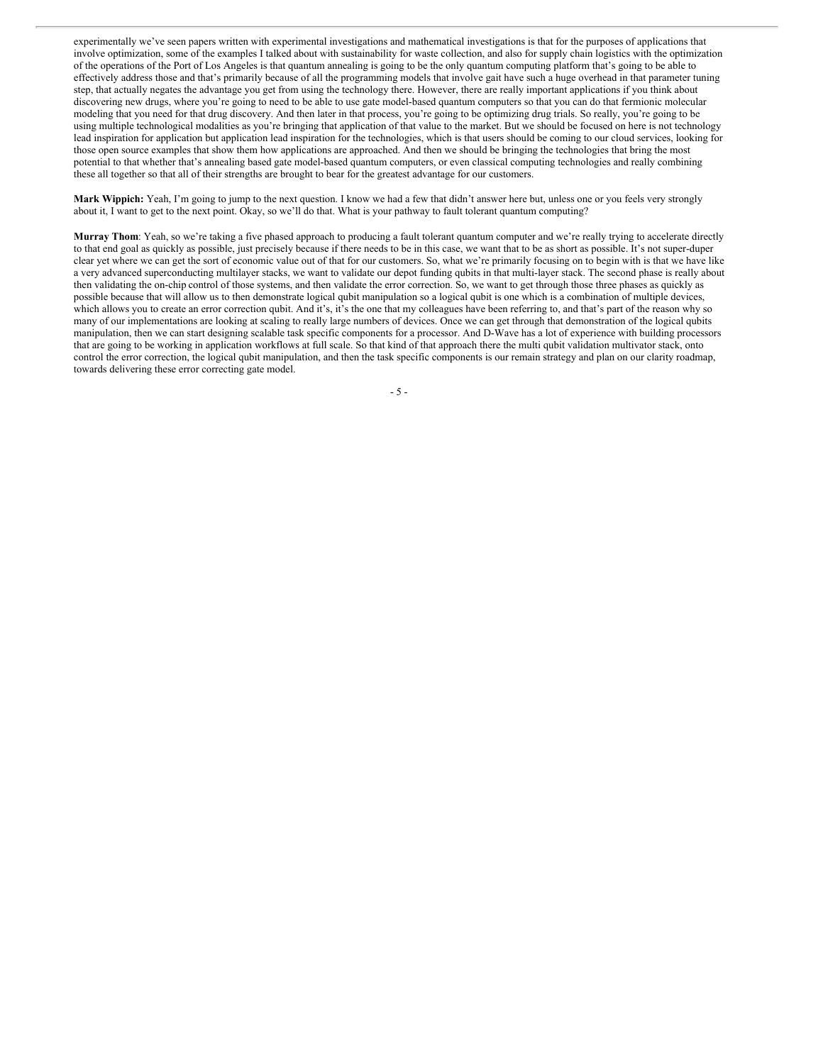experimentally we've seen papers written with experimental investigations and mathematical investigations is that for the purposes of applications that involve optimization, some of the examples I talked about with sustainability for waste collection, and also for supply chain logistics with the optimization of the operations of the Port of Los Angeles is that quantum annealing is going to be the only quantum computing platform that's going to be able to effectively address those and that's primarily because of all the programming models that involve gait have such a huge overhead in that parameter tuning step, that actually negates the advantage you get from using the technology there. However, there are really important applications if you think about discovering new drugs, where you're going to need to be able to use gate model-based quantum computers so that you can do that fermionic molecular modeling that you need for that drug discovery. And then later in that process, you're going to be optimizing drug trials. So really, you're going to be using multiple technological modalities as you're bringing that application of that value to the market. But we should be focused on here is not technology lead inspiration for application but application lead inspiration for the technologies, which is that users should be coming to our cloud services, looking for those open source examples that show them how applications are approached. And then we should be bringing the technologies that bring the most potential to that whether that's annealing based gate model-based quantum computers, or even classical computing technologies and really combining these all together so that all of their strengths are brought to bear for the greatest advantage for our customers.

**Mark Wippich:** Yeah, I'm going to jump to the next question. I know we had a few that didn't answer here but, unless one or you feels very strongly about it, I want to get to the next point. Okay, so we'll do that. What is your pathway to fault tolerant quantum computing?

**Murray Thom**: Yeah, so we're taking a five phased approach to producing a fault tolerant quantum computer and we're really trying to accelerate directly to that end goal as quickly as possible, just precisely because if there needs to be in this case, we want that to be as short as possible. It's not super-duper clear yet where we can get the sort of economic value out of that for our customers. So, what we're primarily focusing on to begin with is that we have like a very advanced superconducting multilayer stacks, we want to validate our depot funding qubits in that multi-layer stack. The second phase is really about then validating the on-chip control of those systems, and then validate the error correction. So, we want to get through those three phases as quickly as possible because that will allow us to then demonstrate logical qubit manipulation so a logical qubit is one which is a combination of multiple devices, which allows you to create an error correction qubit. And it's, it's the one that my colleagues have been referring to, and that's part of the reason why so many of our implementations are looking at scaling to really large numbers of devices. Once we can get through that demonstration of the logical qubits manipulation, then we can start designing scalable task specific components for a processor. And D-Wave has a lot of experience with building processors that are going to be working in application workflows at full scale. So that kind of that approach there the multi qubit validation multivator stack, onto control the error correction, the logical qubit manipulation, and then the task specific components is our remain strategy and plan on our clarity roadmap, towards delivering these error correcting gate model.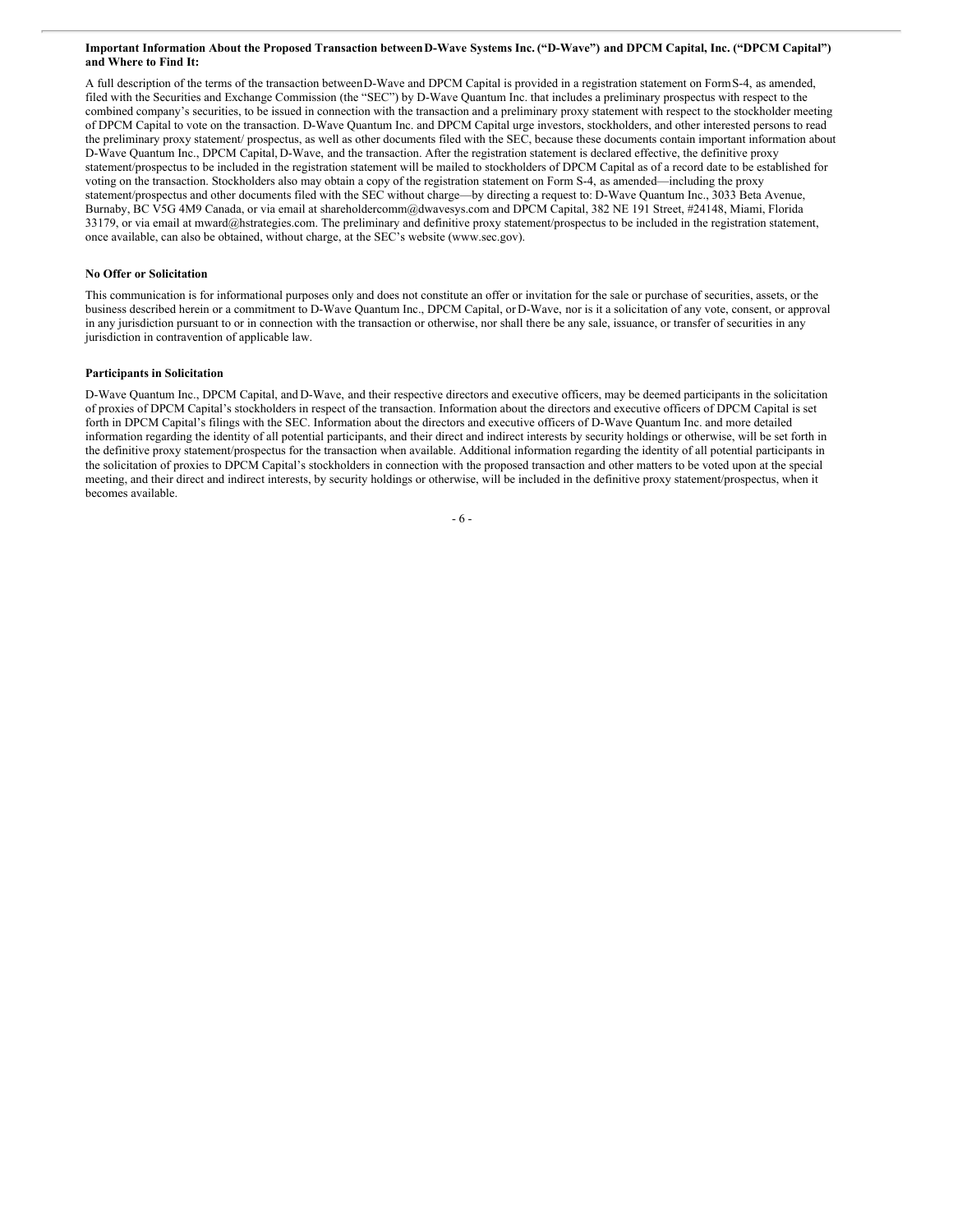**Important Information About the Proposed Transaction between D-Wave Systems Inc. ("D-Wave") and DPCM Capital, Inc. ("DPCM Capital") and Where to Find It:**

A full description of the terms of the transaction between D-Wave and DPCM Capital is provided in a registration statement on Form S-4, as amended, filed with the Securities and Exchange Commission (the "SEC") by D-Wave Quantum Inc. that includes a preliminary prospectus with respect to the combined company's securities, to be issued in connection with the transaction and a preliminary proxy statement with respect to the stockholder meeting of DPCM Capital to vote on the transaction. D-Wave Quantum Inc. and DPCM Capital urge investors, stockholders, and other interested persons to read the preliminary proxy statement/ prospectus, as well as other documents filed with the SEC, because these documents contain important information about D-Wave Quantum Inc., DPCM Capital, D-Wave, and the transaction. After the registration statement is declared effective, the definitive proxy statement/prospectus to be included in the registration statement will be mailed to stockholders of DPCM Capital as of a record date to be established for voting on the transaction. Stockholders also may obtain a copy of the registration statement on Form S-4, as amended—including the proxy statement/prospectus and other documents filed with the SEC without charge—by directing a request to: D-Wave Quantum Inc., 3033 Beta Avenue, Burnaby, BC V5G 4M9 Canada, or via email at shareholdercomm@dwavesys.com and DPCM Capital, 382 NE 191 Street, #24148, Miami, Florida 33179, or via email at mward@hstrategies.com. The preliminary and definitive proxy statement/prospectus to be included in the registration statement, once available, can also be obtained, without charge, at the SEC's website (www.sec.gov).

**No Offer or Solicitation**

This communication is for informational purposes only and does not constitute an offer or invitation for the sale or purchase of securities, assets, or the business described herein or a commitment to D-Wave Quantum Inc., DPCM Capital, or D-Wave, nor is it a solicitation of any vote, consent, or approval in any jurisdiction pursuant to or in connection with the transaction or otherwise, nor shall there be any sale, issuance, or transfer of securities in any jurisdiction in contravention of applicable law.

**Participants in Solicitation**

D-Wave Quantum Inc., DPCM Capital, and D-Wave, and their respective directors and executive officers, may be deemed participants in the solicitation of proxies of DPCM Capital's stockholders in respect of the transaction. Information about the directors and executive officers of DPCM Capital is set forth in DPCM Capital's filings with the SEC. Information about the directors and executive officers of D-Wave Quantum Inc. and more detailed information regarding the identity of all potential participants, and their direct and indirect interests by security holdings or otherwise, will be set forth in the definitive proxy statement/prospectus for the transaction when available. Additional information regarding the identity of all potential participants in the solicitation of proxies to DPCM Capital's stockholders in connection with the proposed transaction and other matters to be voted upon at the special meeting, and their direct and indirect interests, by security holdings or otherwise, will be included in the definitive proxy statement/prospectus, when it becomes available.